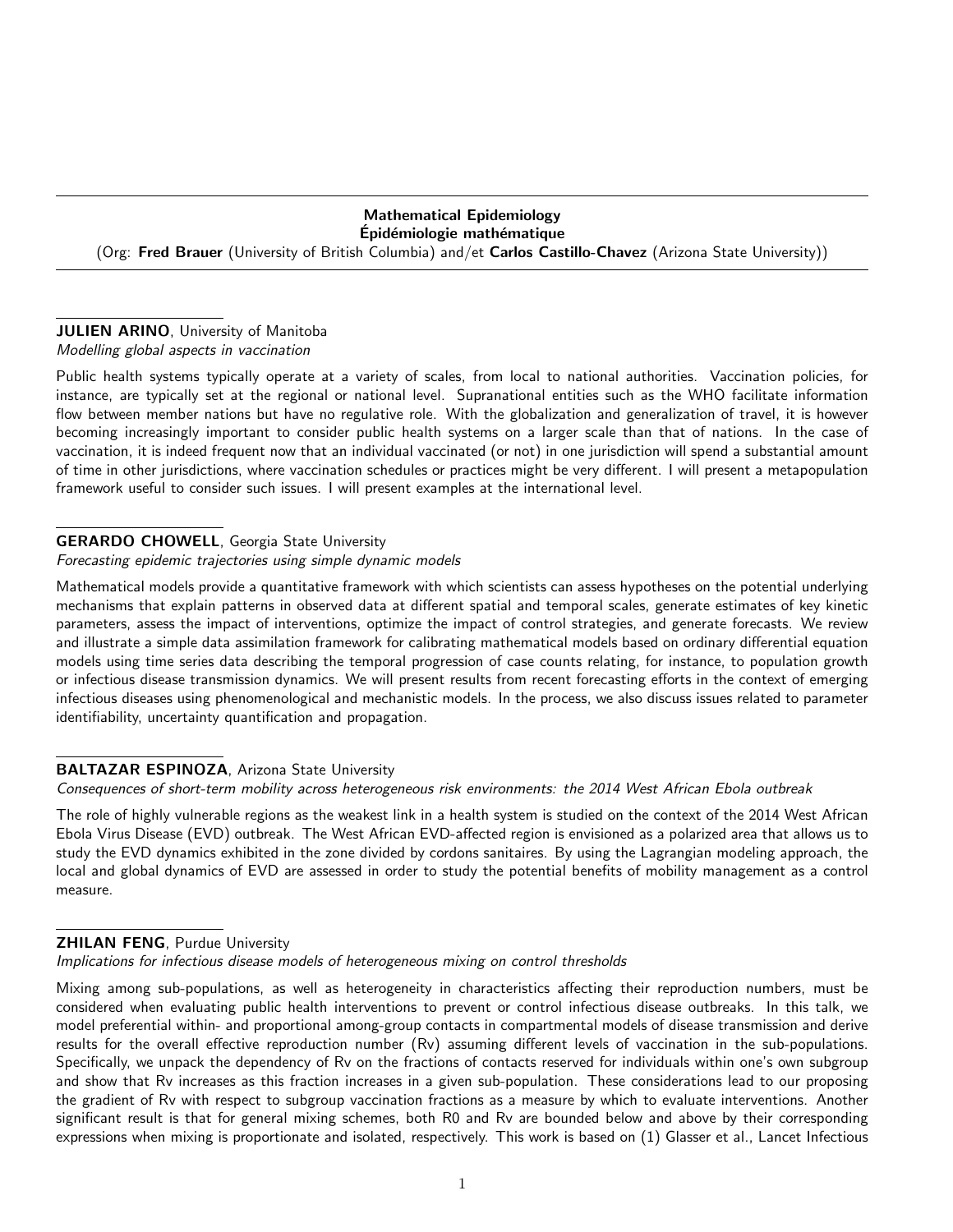# Mathematical Epidemiology
# Épidémiologie mathématique

(Org: **Fred Brauer** (University of British Columbia) and/et **Carlos Castillo-Chavez** (Arizona State University))

---

**JULIEN ARINO**, University of Manitoba
*Modelling global aspects in vaccination*

Public health systems typically operate at a variety of scales, from local to national authorities. Vaccination policies, for instance, are typically set at the regional or national level. Supranational entities such as the WHO facilitate information flow between member nations but have no regulative role. With the globalization and generalization of travel, it is however becoming increasingly important to consider public health systems on a larger scale than that of nations. In the case of vaccination, it is indeed frequent now that an individual vaccinated (or not) in one jurisdiction will spend a substantial amount of time in other jurisdictions, where vaccination schedules or practices might be very different. I will present a metapopulation framework useful to consider such issues. I will present examples at the international level.

**GERARDO CHOWELL**, Georgia State University
*Forecasting epidemic trajectories using simple dynamic models*

Mathematical models provide a quantitative framework with which scientists can assess hypotheses on the potential underlying mechanisms that explain patterns in observed data at different spatial and temporal scales, generate estimates of key kinetic parameters, assess the impact of interventions, optimize the impact of control strategies, and generate forecasts. We review and illustrate a simple data assimilation framework for calibrating mathematical models based on ordinary differential equation models using time series data describing the temporal progression of case counts relating, for instance, to population growth or infectious disease transmission dynamics. We will present results from recent forecasting efforts in the context of emerging infectious diseases using phenomenological and mechanistic models. In the process, we also discuss issues related to parameter identifiability, uncertainty quantification and propagation.

**BALTAZAR ESPINOZA**, Arizona State University
*Consequences of short-term mobility across heterogeneous risk environments: the 2014 West African Ebola outbreak*

The role of highly vulnerable regions as the weakest link in a health system is studied on the context of the 2014 West African Ebola Virus Disease (EVD) outbreak. The West African EVD-affected region is envisioned as a polarized area that allows us to study the EVD dynamics exhibited in the zone divided by cordons sanitaires. By using the Lagrangian modeling approach, the local and global dynamics of EVD are assessed in order to study the potential benefits of mobility management as a control measure.

**ZHILAN FENG**, Purdue University
*Implications for infectious disease models of heterogeneous mixing on control thresholds*

Mixing among sub-populations, as well as heterogeneity in characteristics affecting their reproduction numbers, must be considered when evaluating public health interventions to prevent or control infectious disease outbreaks. In this talk, we model preferential within- and proportional among-group contacts in compartmental models of disease transmission and derive results for the overall effective reproduction number (Rv) assuming different levels of vaccination in the sub-populations. Specifically, we unpack the dependency of Rv on the fractions of contacts reserved for individuals within one's own subgroup and show that Rv increases as this fraction increases in a given sub-population. These considerations lead to our proposing the gradient of Rv with respect to subgroup vaccination fractions as a measure by which to evaluate interventions. Another significant result is that for general mixing schemes, both R0 and Rv are bounded below and above by their corresponding expressions when mixing is proportionate and isolated, respectively. This work is based on (1) Glasser et al., Lancet Infectious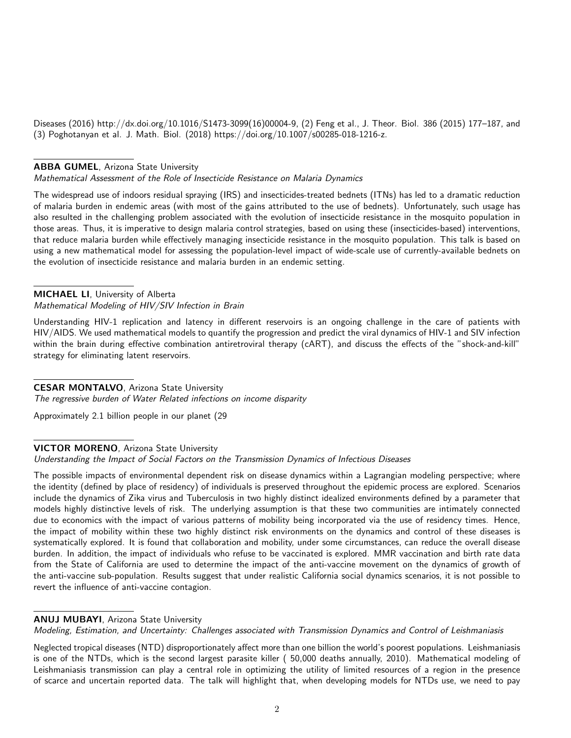Diseases (2016) http://dx.doi.org/10.1016/S1473-3099(16)00004-9, (2) Feng et al., J. Theor. Biol. 386 (2015) 177–187, and (3) Poghotanyan et al. J. Math. Biol. (2018) https://doi.org/10.1007/s00285-018-1216-z.

**ABBA GUMEL**, Arizona State University
*Mathematical Assessment of the Role of Insecticide Resistance on Malaria Dynamics*

The widespread use of indoors residual spraying (IRS) and insecticides-treated bednets (ITNs) has led to a dramatic reduction of malaria burden in endemic areas (with most of the gains attributed to the use of bednets). Unfortunately, such usage has also resulted in the challenging problem associated with the evolution of insecticide resistance in the mosquito population in those areas. Thus, it is imperative to design malaria control strategies, based on using these (insecticides-based) interventions, that reduce malaria burden while effectively managing insecticide resistance in the mosquito population. This talk is based on using a new mathematical model for assessing the population-level impact of wide-scale use of currently-available bednets on the evolution of insecticide resistance and malaria burden in an endemic setting.

**MICHAEL LI**, University of Alberta
*Mathematical Modeling of HIV/SIV Infection in Brain*

Understanding HIV-1 replication and latency in different reservoirs is an ongoing challenge in the care of patients with HIV/AIDS. We used mathematical models to quantify the progression and predict the viral dynamics of HIV-1 and SIV infection within the brain during effective combination antiretroviral therapy (cART), and discuss the effects of the "shock-and-kill" strategy for eliminating latent reservoirs.

**CESAR MONTALVO**, Arizona State University
*The regressive burden of Water Related infections on income disparity*

Approximately 2.1 billion people in our planet (29

**VICTOR MORENO**, Arizona State University
*Understanding the Impact of Social Factors on the Transmission Dynamics of Infectious Diseases*

The possible impacts of environmental dependent risk on disease dynamics within a Lagrangian modeling perspective; where the identity (defined by place of residency) of individuals is preserved throughout the epidemic process are explored. Scenarios include the dynamics of Zika virus and Tuberculosis in two highly distinct idealized environments defined by a parameter that models highly distinctive levels of risk. The underlying assumption is that these two communities are intimately connected due to economics with the impact of various patterns of mobility being incorporated via the use of residency times. Hence, the impact of mobility within these two highly distinct risk environments on the dynamics and control of these diseases is systematically explored. It is found that collaboration and mobility, under some circumstances, can reduce the overall disease burden. In addition, the impact of individuals who refuse to be vaccinated is explored. MMR vaccination and birth rate data from the State of California are used to determine the impact of the anti-vaccine movement on the dynamics of growth of the anti-vaccine sub-population. Results suggest that under realistic California social dynamics scenarios, it is not possible to revert the influence of anti-vaccine contagion.

**ANUJ MUBAYI**, Arizona State University
*Modeling, Estimation, and Uncertainty: Challenges associated with Transmission Dynamics and Control of Leishmaniasis*

Neglected tropical diseases (NTD) disproportionately affect more than one billion the world's poorest populations. Leishmaniasis is one of the NTDs, which is the second largest parasite killer ( 50,000 deaths annually, 2010). Mathematical modeling of Leishmaniasis transmission can play a central role in optimizing the utility of limited resources of a region in the presence of scarce and uncertain reported data. The talk will highlight that, when developing models for NTDs use, we need to pay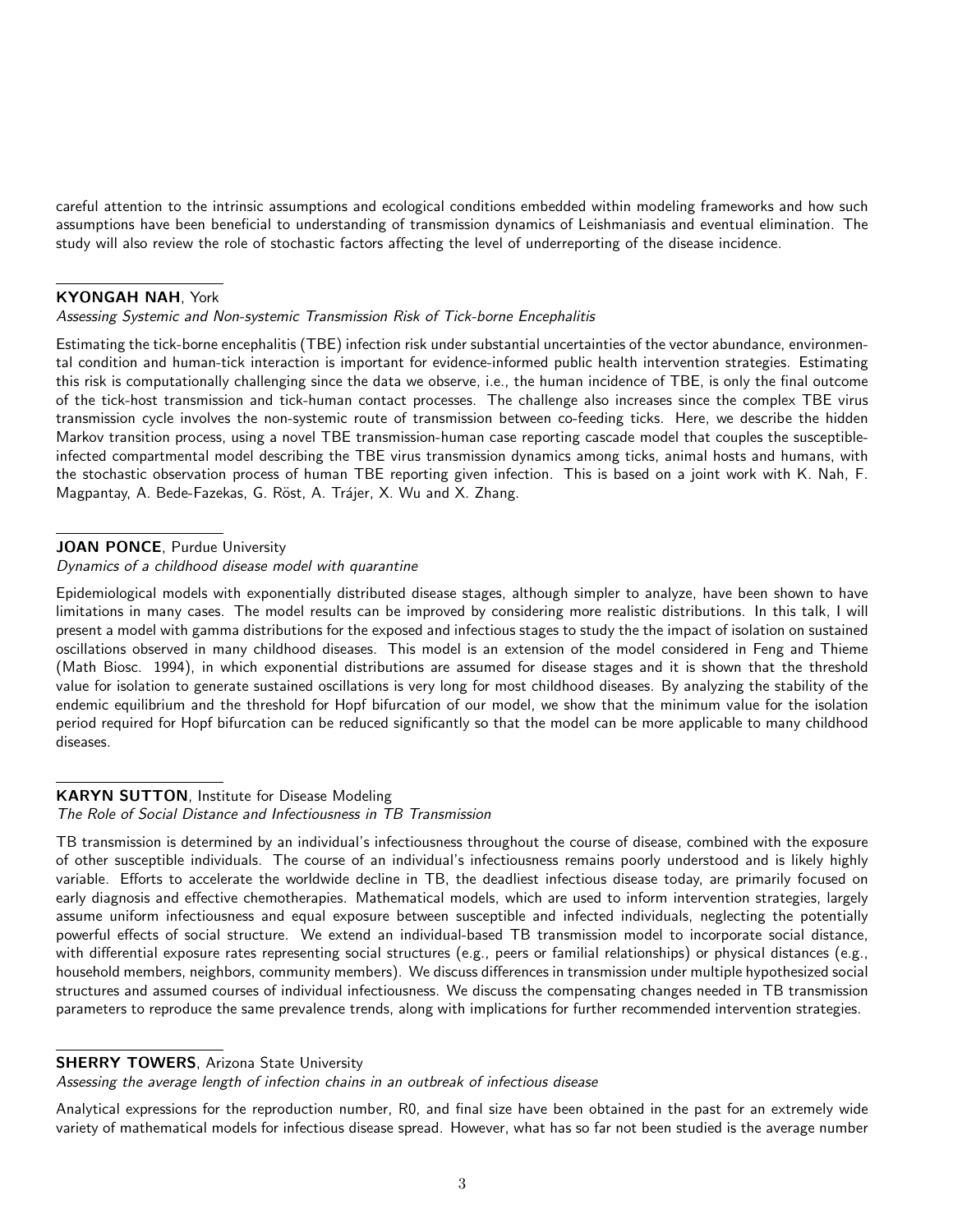careful attention to the intrinsic assumptions and ecological conditions embedded within modeling frameworks and how such assumptions have been beneficial to understanding of transmission dynamics of Leishmaniasis and eventual elimination. The study will also review the role of stochastic factors affecting the level of underreporting of the disease incidence.

---

**KYONGAH NAH**, York

*Assessing Systemic and Non-systemic Transmission Risk of Tick-borne Encephalitis*

Estimating the tick-borne encephalitis (TBE) infection risk under substantial uncertainties of the vector abundance, environmental condition and human-tick interaction is important for evidence-informed public health intervention strategies. Estimating this risk is computationally challenging since the data we observe, i.e., the human incidence of TBE, is only the final outcome of the tick-host transmission and tick-human contact processes. The challenge also increases since the complex TBE virus transmission cycle involves the non-systemic route of transmission between co-feeding ticks. Here, we describe the hidden Markov transition process, using a novel TBE transmission-human case reporting cascade model that couples the susceptible-infected compartmental model describing the TBE virus transmission dynamics among ticks, animal hosts and humans, with the stochastic observation process of human TBE reporting given infection. This is based on a joint work with K. Nah, F. Magpantay, A. Bede-Fazekas, G. Röst, A. Trájer, X. Wu and X. Zhang.

---

**JOAN PONCE**, Purdue University

*Dynamics of a childhood disease model with quarantine*

Epidemiological models with exponentially distributed disease stages, although simpler to analyze, have been shown to have limitations in many cases. The model results can be improved by considering more realistic distributions. In this talk, I will present a model with gamma distributions for the exposed and infectious stages to study the the impact of isolation on sustained oscillations observed in many childhood diseases. This model is an extension of the model considered in Feng and Thieme (Math Biosc. 1994), in which exponential distributions are assumed for disease stages and it is shown that the threshold value for isolation to generate sustained oscillations is very long for most childhood diseases. By analyzing the stability of the endemic equilibrium and the threshold for Hopf bifurcation of our model, we show that the minimum value for the isolation period required for Hopf bifurcation can be reduced significantly so that the model can be more applicable to many childhood diseases.

---

**KARYN SUTTON**, Institute for Disease Modeling

*The Role of Social Distance and Infectiousness in TB Transmission*

TB transmission is determined by an individual's infectiousness throughout the course of disease, combined with the exposure of other susceptible individuals. The course of an individual's infectiousness remains poorly understood and is likely highly variable. Efforts to accelerate the worldwide decline in TB, the deadliest infectious disease today, are primarily focused on early diagnosis and effective chemotherapies. Mathematical models, which are used to inform intervention strategies, largely assume uniform infectiousness and equal exposure between susceptible and infected individuals, neglecting the potentially powerful effects of social structure. We extend an individual-based TB transmission model to incorporate social distance, with differential exposure rates representing social structures (e.g., peers or familial relationships) or physical distances (e.g., household members, neighbors, community members). We discuss differences in transmission under multiple hypothesized social structures and assumed courses of individual infectiousness. We discuss the compensating changes needed in TB transmission parameters to reproduce the same prevalence trends, along with implications for further recommended intervention strategies.

---

**SHERRY TOWERS**, Arizona State University

*Assessing the average length of infection chains in an outbreak of infectious disease*

Analytical expressions for the reproduction number, R0, and final size have been obtained in the past for an extremely wide variety of mathematical models for infectious disease spread. However, what has so far not been studied is the average number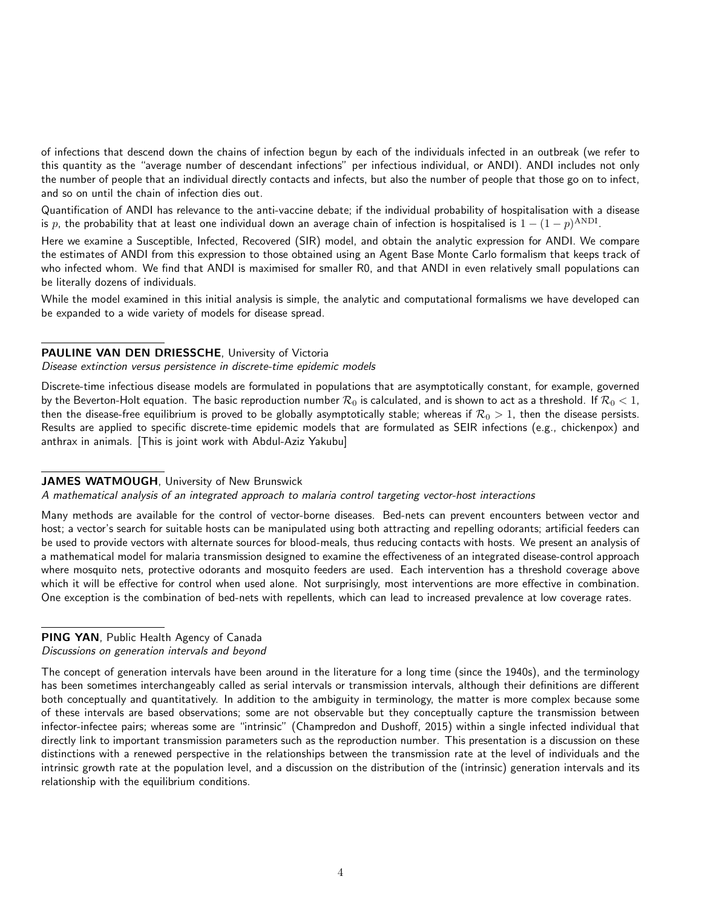of infections that descend down the chains of infection begun by each of the individuals infected in an outbreak (we refer to this quantity as the "average number of descendant infections" per infectious individual, or ANDI). ANDI includes not only the number of people that an individual directly contacts and infects, but also the number of people that those go on to infect, and so on until the chain of infection dies out.

Quantification of ANDI has relevance to the anti-vaccine debate; if the individual probability of hospitalisation with a disease is $p$, the probability that at least one individual down an average chain of infection is hospitalised is $1-(1-p)^{\mathrm{ANDI}}$.

Here we examine a Susceptible, Infected, Recovered (SIR) model, and obtain the analytic expression for ANDI. We compare the estimates of ANDI from this expression to those obtained using an Agent Base Monte Carlo formalism that keeps track of who infected whom. We find that ANDI is maximised for smaller R0, and that ANDI in even relatively small populations can be literally dozens of individuals.

While the model examined in this initial analysis is simple, the analytic and computational formalisms we have developed can be expanded to a wide variety of models for disease spread.

---

**PAULINE VAN DEN DRIESSCHE**, University of Victoria
*Disease extinction versus persistence in discrete-time epidemic models*

Discrete-time infectious disease models are formulated in populations that are asymptotically constant, for example, governed by the Beverton-Holt equation. The basic reproduction number $\mathcal{R}_0$ is calculated, and is shown to act as a threshold. If $\mathcal{R}_0 < 1$, then the disease-free equilibrium is proved to be globally asymptotically stable; whereas if $\mathcal{R}_0 > 1$, then the disease persists. Results are applied to specific discrete-time epidemic models that are formulated as SEIR infections (e.g., chickenpox) and anthrax in animals. [This is joint work with Abdul-Aziz Yakubu]

---

**JAMES WATMOUGH**, University of New Brunswick
*A mathematical analysis of an integrated approach to malaria control targeting vector-host interactions*

Many methods are available for the control of vector-borne diseases. Bed-nets can prevent encounters between vector and host; a vector's search for suitable hosts can be manipulated using both attracting and repelling odorants; artificial feeders can be used to provide vectors with alternate sources for blood-meals, thus reducing contacts with hosts. We present an analysis of a mathematical model for malaria transmission designed to examine the effectiveness of an integrated disease-control approach where mosquito nets, protective odorants and mosquito feeders are used. Each intervention has a threshold coverage above which it will be effective for control when used alone. Not surprisingly, most interventions are more effective in combination. One exception is the combination of bed-nets with repellents, which can lead to increased prevalence at low coverage rates.

---

**PING YAN**, Public Health Agency of Canada
*Discussions on generation intervals and beyond*

The concept of generation intervals have been around in the literature for a long time (since the 1940s), and the terminology has been sometimes interchangeably called as serial intervals or transmission intervals, although their definitions are different both conceptually and quantitatively. In addition to the ambiguity in terminology, the matter is more complex because some of these intervals are based observations; some are not observable but they conceptually capture the transmission between infector-infectee pairs; whereas some are "intrinsic" (Champredon and Dushoff, 2015) within a single infected individual that directly link to important transmission parameters such as the reproduction number. This presentation is a discussion on these distinctions with a renewed perspective in the relationships between the transmission rate at the level of individuals and the intrinsic growth rate at the population level, and a discussion on the distribution of the (intrinsic) generation intervals and its relationship with the equilibrium conditions.